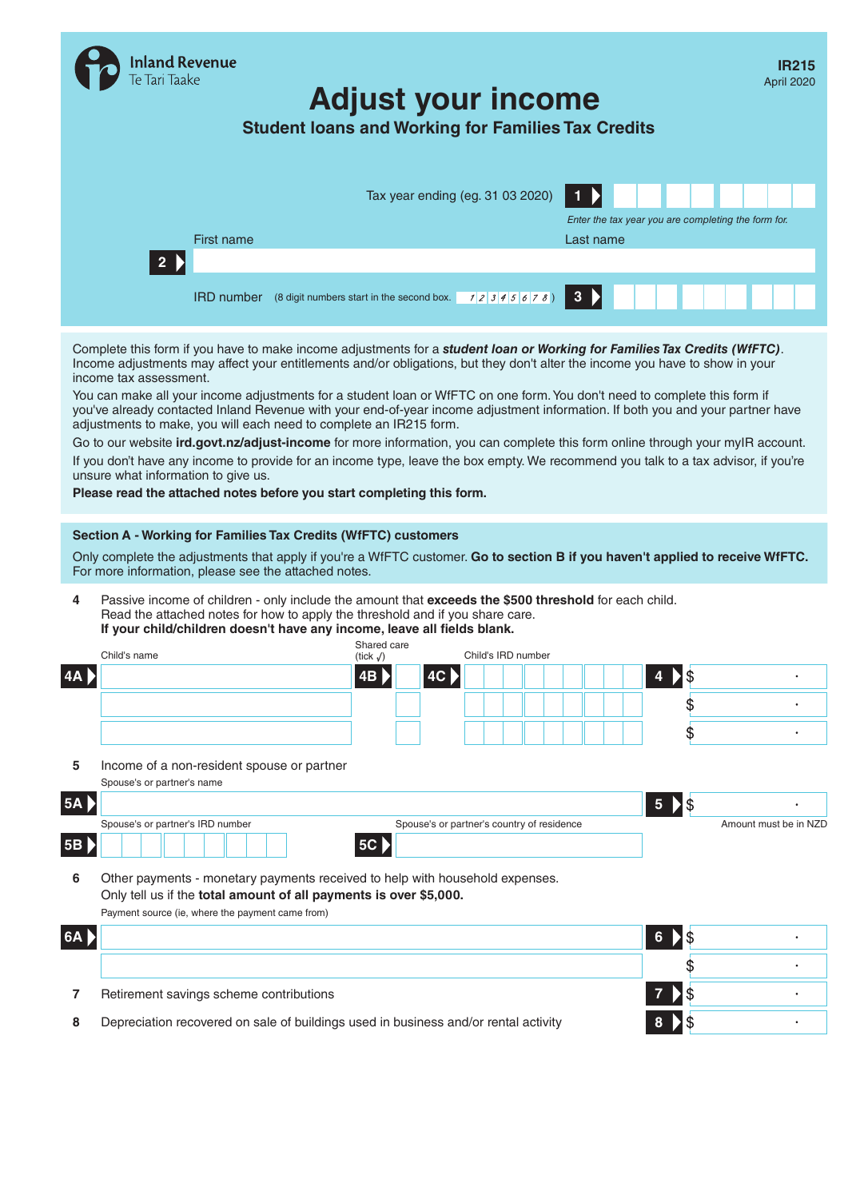Inland Revenue
Te Tari Taake

**IR215**
April 2020

# Adjust your income

## Student loans and Working for Families Tax Credits

Tax year ending (eg. 31 03 2020) **1**

*Enter the tax year you are completing the form for.*

**2** First name | Last name

**3** IRD number (8 digit numbers start in the second box. 1 2 3 4 5 6 7 8)

Complete this form if you have to make income adjustments for a ***student loan or Working for Families Tax Credits (WfFTC)***. Income adjustments may affect your entitlements and/or obligations, but they don't alter the income you have to show in your income tax assessment.

You can make all your income adjustments for a student loan or WfFTC on one form. You don't need to complete this form if you've already contacted Inland Revenue with your end-of-year income adjustment information. If both you and your partner have adjustments to make, you will each need to complete an IR215 form.

Go to our website **ird.govt.nz/adjust-income** for more information, you can complete this form online through your myIR account.

If you don't have any income to provide for an income type, leave the box empty. We recommend you talk to a tax advisor, if you're unsure what information to give us.

**Please read the attached notes before you start completing this form.**

### Section A - Working for Families Tax Credits (WfFTC) customers

Only complete the adjustments that apply if you're a WfFTC customer. **Go to section B if you haven't applied to receive WfFTC.** For more information, please see the attached notes.

**4** Passive income of children - only include the amount that **exceeds the $500 threshold** for each child.
Read the attached notes for how to apply the threshold and if you share care.
**If your child/children doesn't have any income, leave all fields blank.**

| | Child's name | Shared care (tick √) | Child's IRD number | | Amount |
|---|---|---|---|---|---|
| 4A | | 4B | 4C | 4 | $ . |
| | | | | | $ . |
| | | | | | $ . |

**5** Income of a non-resident spouse or partner

**5A** Spouse's or partner's name **5** $ .

**5B** Spouse's or partner's IRD number

**5C** Spouse's or partner's country of residence

Amount must be in NZD

**6** Other payments - monetary payments received to help with household expenses.
Only tell us if the **total amount of all payments is over $5,000.**

Payment source (ie, where the payment came from)

| | Payment source | | Amount |
|---|---|---|---|
| 6A | | 6 | $ . |
| | | | $ . |

**7** Retirement savings scheme contributions **7** $ .

**8** Depreciation recovered on sale of buildings used in business and/or rental activity **8** $ .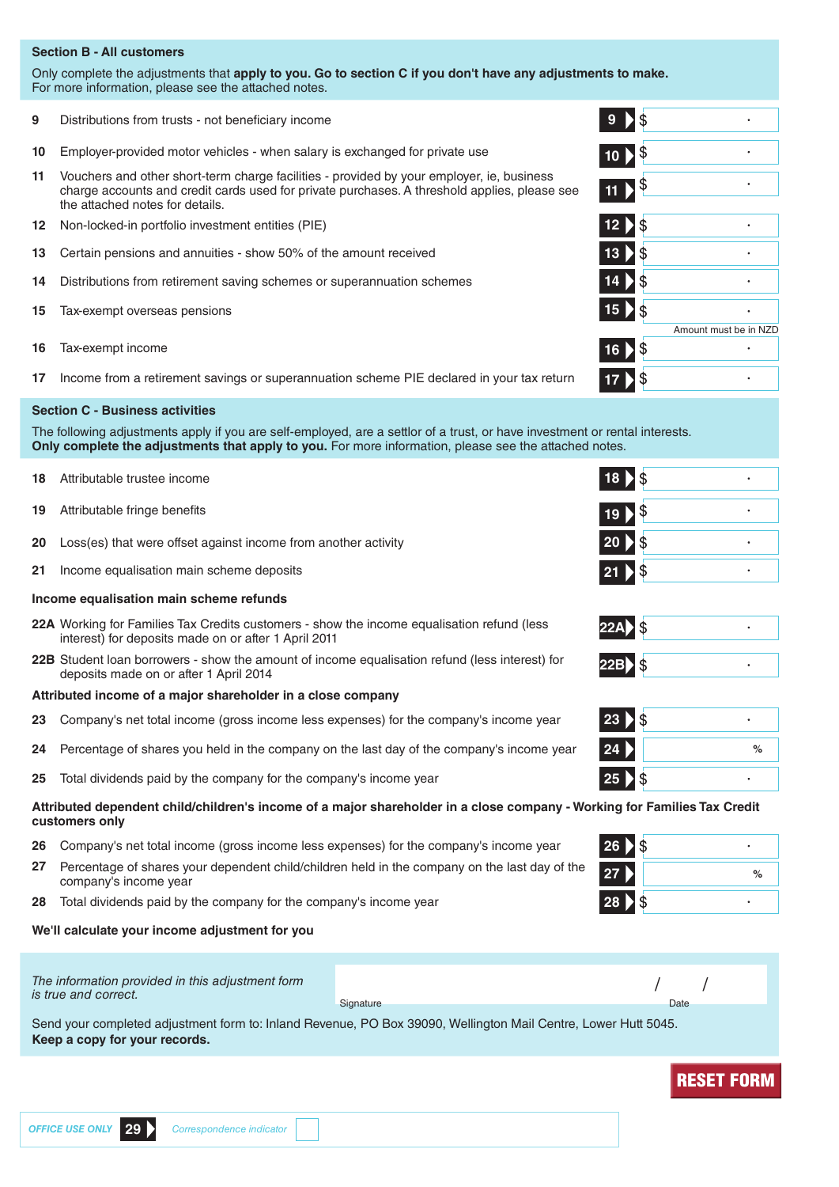## Section B - All customers

Only complete the adjustments that **apply to you. Go to section C if you don't have any adjustments to make.**
For more information, please see the attached notes.

| | | | |
|---|---|---|---|
| 9 | Distributions from trusts - not beneficiary income | 9 | $ . |
| 10 | Employer-provided motor vehicles - when salary is exchanged for private use | 10 | $ . |
| 11 | Vouchers and other short-term charge facilities - provided by your employer, ie, business charge accounts and credit cards used for private purchases. A threshold applies, please see the attached notes for details. | 11 | $ . |
| 12 | Non-locked-in portfolio investment entities (PIE) | 12 | $ . |
| 13 | Certain pensions and annuities - show 50% of the amount received | 13 | $ . |
| 14 | Distributions from retirement saving schemes or superannuation schemes | 14 | $ . |
| 15 | Tax-exempt overseas pensions | 15 | $ . (Amount must be in NZD) |
| 16 | Tax-exempt income | 16 | $ . |
| 17 | Income from a retirement savings or superannuation scheme PIE declared in your tax return | 17 | $ . |

## Section C - Business activities

The following adjustments apply if you are self-employed, are a settlor of a trust, or have investment or rental interests.
**Only complete the adjustments that apply to you.** For more information, please see the attached notes.

| | | | |
|---|---|---|---|
| 18 | Attributable trustee income | 18 | $ . |
| 19 | Attributable fringe benefits | 19 | $ . |
| 20 | Loss(es) that were offset against income from another activity | 20 | $ . |
| 21 | Income equalisation main scheme deposits | 21 | $ . |

**Income equalisation main scheme refunds**

| | | | |
|---|---|---|---|
| 22A | Working for Families Tax Credits customers - show the income equalisation refund (less interest) for deposits made on or after 1 April 2011 | 22A | $ . |
| 22B | Student loan borrowers - show the amount of income equalisation refund (less interest) for deposits made on or after 1 April 2014 | 22B | $ . |

**Attributed income of a major shareholder in a close company**

| | | | |
|---|---|---|---|
| 23 | Company's net total income (gross income less expenses) for the company's income year | 23 | $ . |
| 24 | Percentage of shares you held in the company on the last day of the company's income year | 24 | % |
| 25 | Total dividends paid by the company for the company's income year | 25 | $ . |

**Attributed dependent child/children's income of a major shareholder in a close company - Working for Families Tax Credit customers only**

| | | | |
|---|---|---|---|
| 26 | Company's net total income (gross income less expenses) for the company's income year | 26 | $ . |
| 27 | Percentage of shares your dependent child/children held in the company on the last day of the company's income year | 27 | % |
| 28 | Total dividends paid by the company for the company's income year | 28 | $ . |

**We'll calculate your income adjustment for you**

*The information provided in this adjustment form is true and correct.*

Signature ______________________ Date / /

Send your completed adjustment form to: Inland Revenue, PO Box 39090, Wellington Mail Centre, Lower Hutt 5045.
**Keep a copy for your records.**

RESET FORM

*OFFICE USE ONLY* 29 *Correspondence indicator*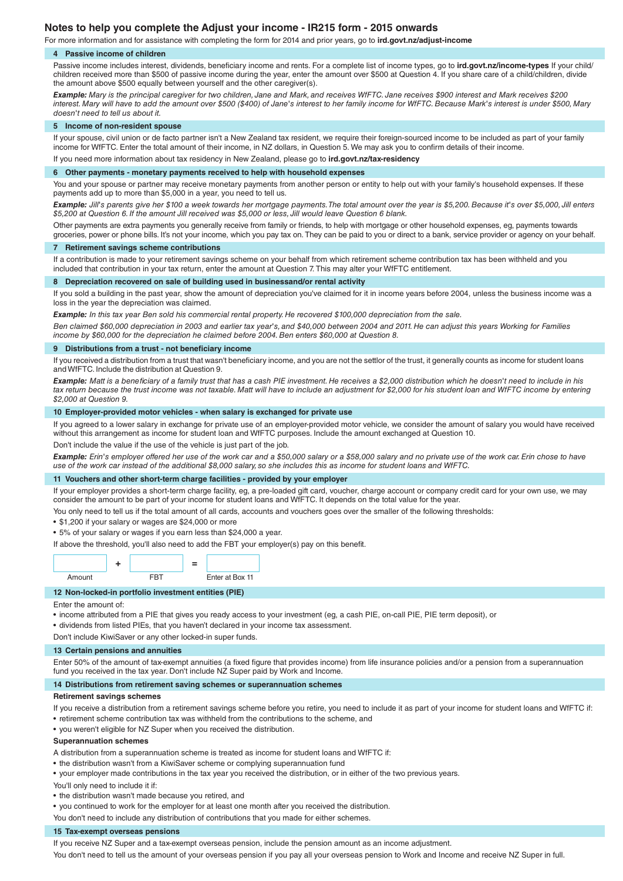# Notes to help you complete the Adjust your income - IR215 form - 2015 onwards

For more information and for assistance with completing the form for 2014 and prior years, go to **ird.govt.nz/adjust-income**

## 4 Passive income of children

Passive income includes interest, dividends, beneficiary income and rents. For a complete list of income types, go to **ird.govt.nz/income-types** If your child/children received more than $500 of passive income during the year, enter the amount over $500 at Question 4. If you share care of a child/children, divide the amount above $500 equally between yourself and the other caregiver(s).

***Example:*** *Mary is the principal caregiver for two children, Jane and Mark, and receives WfFTC. Jane receives $900 interest and Mark receives $200 interest. Mary will have to add the amount over $500 ($400) of Jane's interest to her family income for WfFTC. Because Mark's interest is under $500, Mary doesn't need to tell us about it.*

## 5 Income of non-resident spouse

If your spouse, civil union or de facto partner isn't a New Zealand tax resident, we require their foreign-sourced income to be included as part of your family income for WfFTC. Enter the total amount of their income, in NZ dollars, in Question 5. We may ask you to confirm details of their income.

If you need more information about tax residency in New Zealand, please go to **ird.govt.nz/tax-residency**

## 6 Other payments - monetary payments received to help with household expenses

You and your spouse or partner may receive monetary payments from another person or entity to help out with your family's household expenses. If these payments add up to more than $5,000 in a year, you need to tell us.

***Example:*** *Jill's parents give her $100 a week towards her mortgage payments. The total amount over the year is $5,200. Because it's over $5,000, Jill enters $5,200 at Question 6. If the amount Jill received was $5,000 or less, Jill would leave Question 6 blank.*

Other payments are extra payments you generally receive from family or friends, to help with mortgage or other household expenses, eg, payments towards groceries, power or phone bills. It's not your income, which you pay tax on. They can be paid to you or direct to a bank, service provider or agency on your behalf.

## 7 Retirement savings scheme contributions

If a contribution is made to your retirement savings scheme on your behalf from which retirement scheme contribution tax has been withheld and you included that contribution in your tax return, enter the amount at Question 7. This may alter your WfFTC entitlement.

## 8 Depreciation recovered on sale of building used in businessand/or rental activity

If you sold a building in the past year, show the amount of depreciation you've claimed for it in income years before 2004, unless the business income was a loss in the year the depreciation was claimed.

***Example:*** *In this tax year Ben sold his commercial rental property. He recovered $100,000 depreciation from the sale.*

*Ben claimed $60,000 depreciation in 2003 and earlier tax year's, and $40,000 between 2004 and 2011. He can adjust this years Working for Families income by $60,000 for the depreciation he claimed before 2004. Ben enters $60,000 at Question 8.*

## 9 Distributions from a trust - not beneficiary income

If you received a distribution from a trust that wasn't beneficiary income, and you are not the settlor of the trust, it generally counts as income for student loans and WfFTC. Include the distribution at Question 9.

***Example:*** *Matt is a beneficiary of a family trust that has a cash PIE investment. He receives a $2,000 distribution which he doesn't need to include in his tax return because the trust income was not taxable. Matt will have to include an adjustment for $2,000 for his student loan and WfFTC income by entering $2,000 at Question 9.*

## 10 Employer-provided motor vehicles - when salary is exchanged for private use

If you agreed to a lower salary in exchange for private use of an employer-provided motor vehicle, we consider the amount of salary you would have received without this arrangement as income for student loan and WfFTC purposes. Include the amount exchanged at Question 10.

Don't include the value if the use of the vehicle is just part of the job.

***Example:*** *Erin's employer offered her use of the work car and a $50,000 salary or a $58,000 salary and no private use of the work car. Erin chose to have use of the work car instead of the additional $8,000 salary, so she includes this as income for student loans and WfFTC.*

## 11 Vouchers and other short-term charge facilities - provided by your employer

If your employer provides a short-term charge facility, eg, a pre-loaded gift card, voucher, charge account or company credit card for your own use, we may consider the amount to be part of your income for student loans and WfFTC. It depends on the total value for the year.

You only need to tell us if the total amount of all cards, accounts and vouchers goes over the smaller of the following thresholds:

- $1,200 if your salary or wages are $24,000 or more
- 5% of your salary or wages if you earn less than $24,000 a year.

If above the threshold, you'll also need to add the FBT your employer(s) pay on this benefit.

| Amount | + | FBT | = | Enter at Box 11 |
|---|---|---|---|---|
| | | | | |

## 12 Non-locked-in portfolio investment entities (PIE)

Enter the amount of:

- income attributed from a PIE that gives you ready access to your investment (eg, a cash PIE, on-call PIE, PIE term deposit), or
- dividends from listed PIEs, that you haven't declared in your income tax assessment.

Don't include KiwiSaver or any other locked-in super funds.

## 13 Certain pensions and annuities

Enter 50% of the amount of tax-exempt annuities (a fixed figure that provides income) from life insurance policies and/or a pension from a superannuation fund you received in the tax year. Don't include NZ Super paid by Work and Income.

## 14 Distributions from retirement saving schemes or superannuation schemes

### Retirement savings schemes

If you receive a distribution from a retirement savings scheme before you retire, you need to include it as part of your income for student loans and WfFTC if:

- retirement scheme contribution tax was withheld from the contributions to the scheme, and
- you weren't eligible for NZ Super when you received the distribution.

### Superannuation schemes

A distribution from a superannuation scheme is treated as income for student loans and WfFTC if:

- the distribution wasn't from a KiwiSaver scheme or complying superannuation fund
- your employer made contributions in the tax year you received the distribution, or in either of the two previous years.

You'll only need to include it if:

- the distribution wasn't made because you retired, and
- you continued to work for the employer for at least one month after you received the distribution.

You don't need to include any distribution of contributions that you made for either schemes.

## 15 Tax-exempt overseas pensions

If you receive NZ Super and a tax-exempt overseas pension, include the pension amount as an income adjustment.

You don't need to tell us the amount of your overseas pension if you pay all your overseas pension to Work and Income and receive NZ Super in full.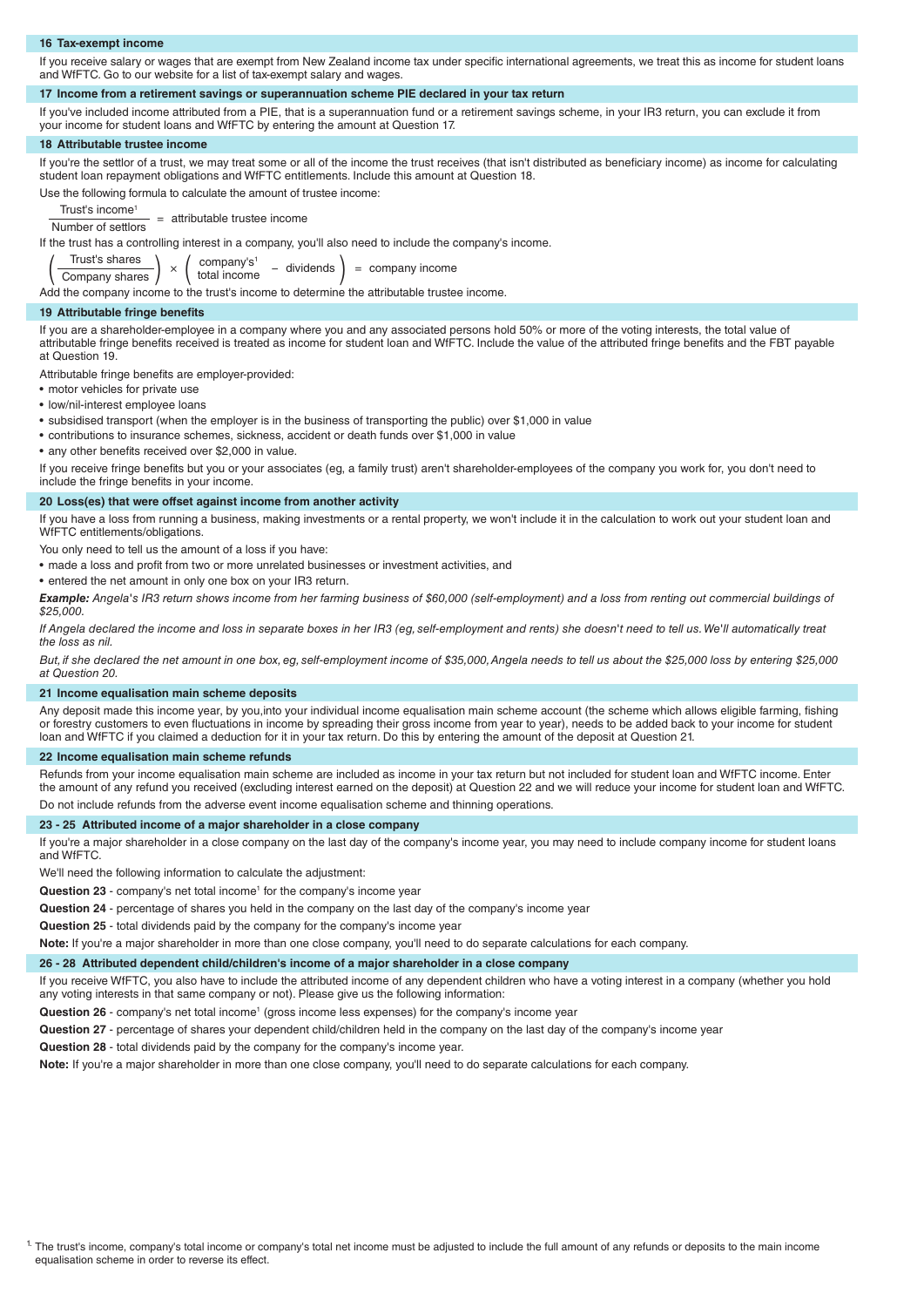## 16 Tax-exempt income

If you receive salary or wages that are exempt from New Zealand income tax under specific international agreements, we treat this as income for student loans and WfFTC. Go to our website for a list of tax-exempt salary and wages.

## 17 Income from a retirement savings or superannuation scheme PIE declared in your tax return

If you've included income attributed from a PIE, that is a superannuation fund or a retirement savings scheme, in your IR3 return, you can exclude it from your income for student loans and WfFTC by entering the amount at Question 17.

## 18 Attributable trustee income

If you're the settlor of a trust, we may treat some or all of the income the trust receives (that isn't distributed as beneficiary income) as income for calculating student loan repayment obligations and WfFTC entitlements. Include this amount at Question 18.

Use the following formula to calculate the amount of trustee income:

$$\frac{\text{Trust's income}^{1}}{\text{Number of settlors}} = \text{attributable trustee income}$$

If the trust has a controlling interest in a company, you'll also need to include the company's income.

$$\left(\frac{\text{Trust's shares}}{\text{Company shares}}\right) \times \left(\text{company's}^{1}\ \text{total income} - \text{dividends}\right) = \text{company income}$$

Add the company income to the trust's income to determine the attributable trustee income.

## 19 Attributable fringe benefits

If you are a shareholder-employee in a company where you and any associated persons hold 50% or more of the voting interests, the total value of attributable fringe benefits received is treated as income for student loan and WfFTC. Include the value of the attributed fringe benefits and the FBT payable at Question 19.

Attributable fringe benefits are employer-provided:

- motor vehicles for private use
- low/nil-interest employee loans
- subsidised transport (when the employer is in the business of transporting the public) over $1,000 in value
- contributions to insurance schemes, sickness, accident or death funds over $1,000 in value
- any other benefits received over $2,000 in value.

If you receive fringe benefits but you or your associates (eg, a family trust) aren't shareholder-employees of the company you work for, you don't need to include the fringe benefits in your income.

## 20 Loss(es) that were offset against income from another activity

If you have a loss from running a business, making investments or a rental property, we won't include it in the calculation to work out your student loan and WfFTC entitlements/obligations.

You only need to tell us the amount of a loss if you have:

- made a loss and profit from two or more unrelated businesses or investment activities, and
- entered the net amount in only one box on your IR3 return.

***Example:*** *Angela's IR3 return shows income from her farming business of $60,000 (self-employment) and a loss from renting out commercial buildings of $25,000.*

*If Angela declared the income and loss in separate boxes in her IR3 (eg, self-employment and rents) she doesn't need to tell us. We'll automatically treat the loss as nil.*

*But, if she declared the net amount in one box, eg, self-employment income of $35,000, Angela needs to tell us about the $25,000 loss by entering $25,000 at Question 20.*

## 21 Income equalisation main scheme deposits

Any deposit made this income year, by you,into your individual income equalisation main scheme account (the scheme which allows eligible farming, fishing or forestry customers to even fluctuations in income by spreading their gross income from year to year), needs to be added back to your income for student loan and WfFTC if you claimed a deduction for it in your tax return. Do this by entering the amount of the deposit at Question 21.

## 22 Income equalisation main scheme refunds

Refunds from your income equalisation main scheme are included as income in your tax return but not included for student loan and WfFTC income. Enter the amount of any refund you received (excluding interest earned on the deposit) at Question 22 and we will reduce your income for student loan and WfFTC.

Do not include refunds from the adverse event income equalisation scheme and thinning operations.

## 23 - 25 Attributed income of a major shareholder in a close company

If you're a major shareholder in a close company on the last day of the company's income year, you may need to include company income for student loans and WfFTC.

We'll need the following information to calculate the adjustment:

**Question 23** - company's net total income[1] for the company's income year

**Question 24** - percentage of shares you held in the company on the last day of the company's income year

**Question 25** - total dividends paid by the company for the company's income year

**Note:** If you're a major shareholder in more than one close company, you'll need to do separate calculations for each company.

## 26 - 28 Attributed dependent child/children's income of a major shareholder in a close company

If you receive WfFTC, you also have to include the attributed income of any dependent children who have a voting interest in a company (whether you hold any voting interests in that same company or not). Please give us the following information:

**Question 26** - company's net total income[1] (gross income less expenses) for the company's income year

**Question 27** - percentage of shares your dependent child/children held in the company on the last day of the company's income year

**Question 28** - total dividends paid by the company for the company's income year.

**Note:** If you're a major shareholder in more than one close company, you'll need to do separate calculations for each company.

[1] The trust's income, company's total income or company's total net income must be adjusted to include the full amount of any refunds or deposits to the main income equalisation scheme in order to reverse its effect.